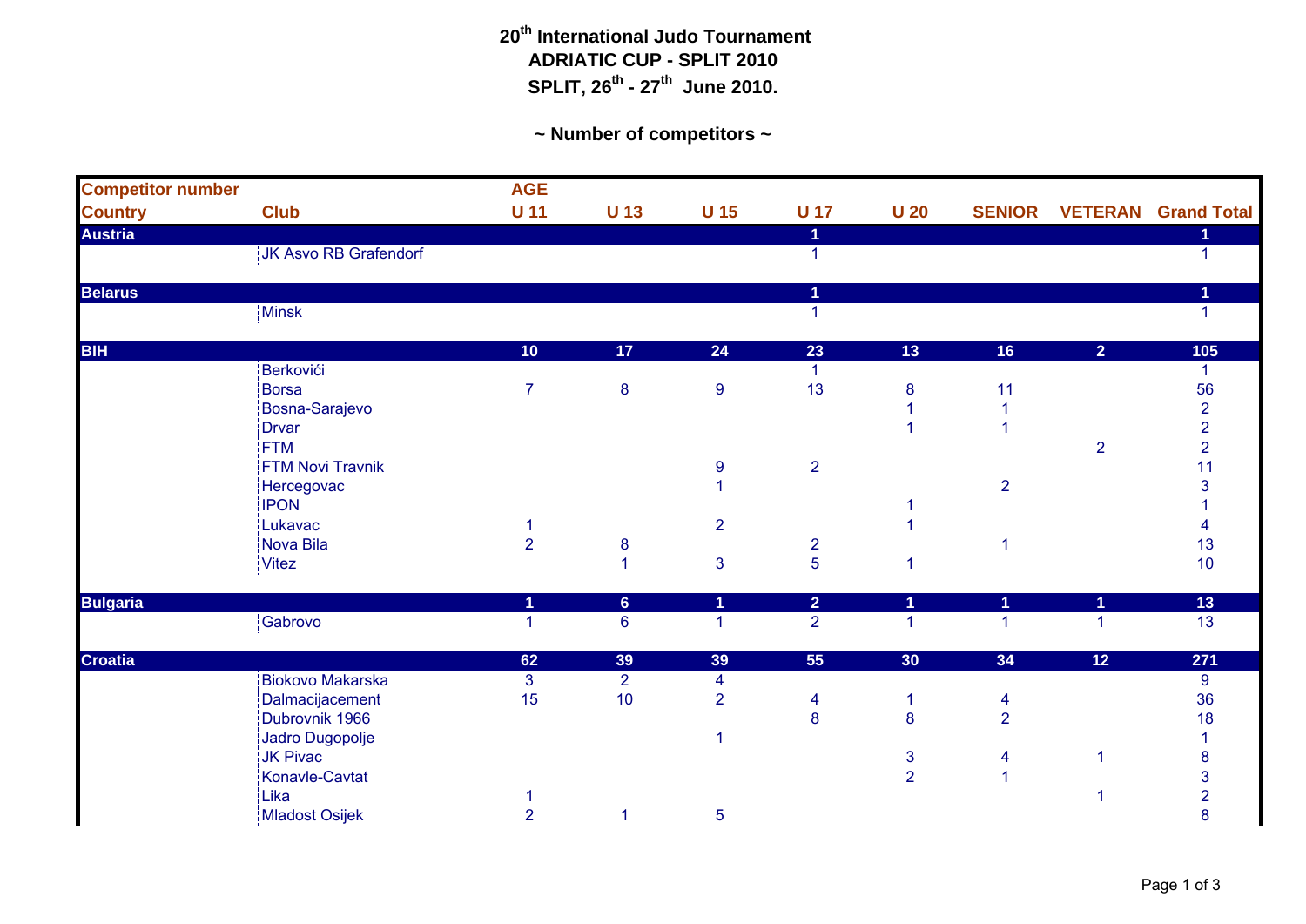# 20th International Judo Tournament
# ADRIATIC CUP - SPLIT 2010
# SPLIT, 26th - 27th June 2010.

## ~ Number of competitors ~

| Competitor number | | AGE | | | | | | | |
|---|---|---|---|---|---|---|---|---|---|
| **Country** | **Club** | **U 11** | **U 13** | **U 15** | **U 17** | **U 20** | **SENIOR** | **VETERAN** | **Grand Total** |
| **Austria** | | | | | **1** | | | | **1** |
| | JK Asvo RB Grafendorf | | | | 1 | | | | 1 |
| **Belarus** | | | | | **1** | | | | **1** |
| | Minsk | | | | 1 | | | | 1 |
| **BIH** | | **10** | **17** | **24** | **23** | **13** | **16** | **2** | **105** |
| | Berkovići | | | | 1 | | | | 1 |
| | Borsa | 7 | 8 | 9 | 13 | 8 | 11 | | 56 |
| | Bosna-Sarajevo | | | | | 1 | 1 | | 2 |
| | Drvar | | | | | 1 | 1 | | 2 |
| | FTM | | | | | | | 2 | 2 |
| | FTM Novi Travnik | | | 9 | 2 | | | | 11 |
| | Hercegovac | | | 1 | | | 2 | | 3 |
| | IPON | | | | | 1 | | | 1 |
| | Lukavac | 1 | | 2 | | 1 | | | 4 |
| | Nova Bila | 2 | 8 | | 2 | | 1 | | 13 |
| | Vitez | | 1 | 3 | 5 | 1 | | | 10 |
| **Bulgaria** | | **1** | **6** | **1** | **2** | **1** | **1** | **1** | **13** |
| | Gabrovo | 1 | 6 | 1 | 2 | 1 | 1 | 1 | 13 |
| **Croatia** | | **62** | **39** | **39** | **55** | **30** | **34** | **12** | **271** |
| | Biokovo Makarska | 3 | 2 | 4 | | | | | 9 |
| | Dalmacijacement | 15 | 10 | 2 | 4 | 1 | 4 | | 36 |
| | Dubrovnik 1966 | | | | 8 | 8 | 2 | | 18 |
| | Jadro Dugopolje | | | 1 | | | | | 1 |
| | JK Pivac | | | | | 3 | 4 | 1 | 8 |
| | Konavle-Cavtat | | | | | 2 | 1 | | 3 |
| | Lika | 1 | | | | | | 1 | 2 |
| | Mladost Osijek | 2 | 1 | 5 | | | | | 8 |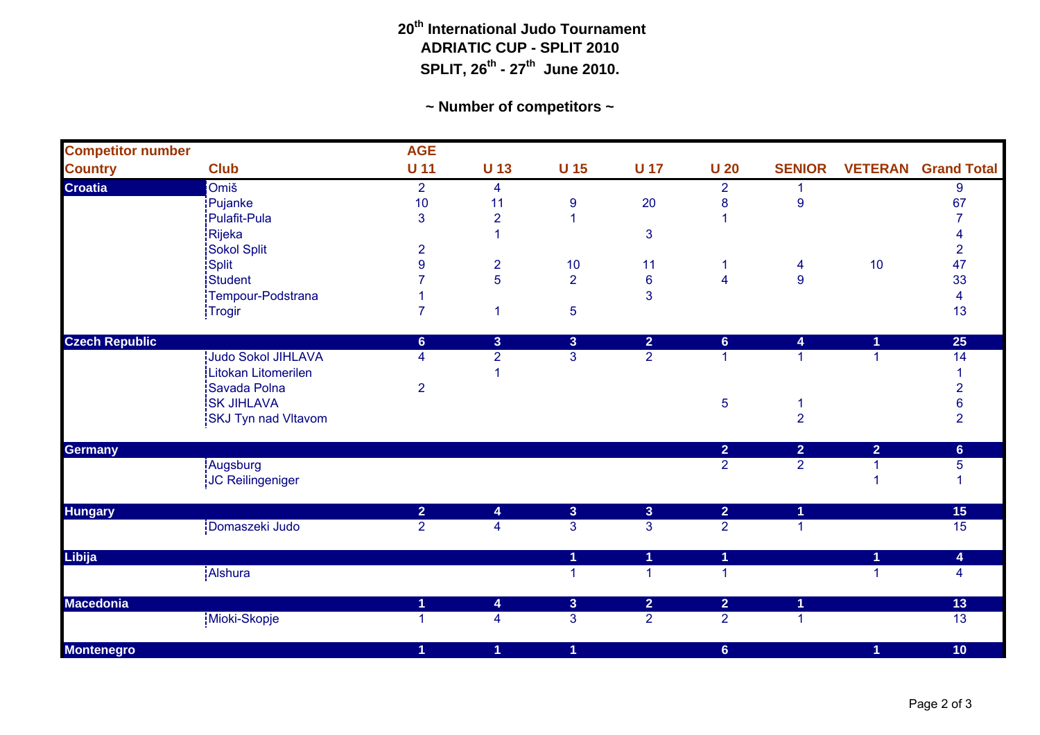**20th International Judo Tournament**
**ADRIATIC CUP - SPLIT 2010**
**SPLIT, 26th - 27th June 2010.**

**~ Number of competitors ~**

| Competitor number | | AGE | | | | | | | |
|---|---|---|---|---|---|---|---|---|---|
| **Country** | **Club** | **U 11** | **U 13** | **U 15** | **U 17** | **U 20** | **SENIOR** | **VETERAN** | **Grand Total** |
| **Croatia** | Omiš | 2 | 4 | | | 2 | 1 | | 9 |
| | Pujanke | 10 | 11 | 9 | 20 | 8 | 9 | | 67 |
| | Pulafit-Pula | 3 | 2 | 1 | | 1 | | | 7 |
| | Rijeka | | 1 | | 3 | | | | 4 |
| | Sokol Split | 2 | | | | | | | 2 |
| | Split | 9 | 2 | 10 | 11 | 1 | 4 | 10 | 47 |
| | Student | 7 | 5 | 2 | 6 | 4 | 9 | | 33 |
| | Tempour-Podstrana | 1 | | | 3 | | | | 4 |
| | Trogir | 7 | 1 | 5 | | | | | 13 |
| **Czech Republic** | | **6** | **3** | **3** | **2** | **6** | **4** | **1** | **25** |
| | Judo Sokol JIHLAVA | 4 | 2 | 3 | 2 | 1 | 1 | 1 | 14 |
| | Litokan Litomerilen | | 1 | | | | | | 1 |
| | Savada Polna | 2 | | | | | | | 2 |
| | SK JIHLAVA | | | | | 5 | 1 | | 6 |
| | SKJ Tyn nad Vltavom | | | | | | 2 | | 2 |
| **Germany** | | | | | | **2** | **2** | **2** | **6** |
| | Augsburg | | | | | 2 | 2 | 1 | 5 |
| | JC Reilingeniger | | | | | | | 1 | 1 |
| **Hungary** | | **2** | **4** | **3** | **3** | **2** | **1** | | **15** |
| | Domaszeki Judo | 2 | 4 | 3 | 3 | 2 | 1 | | 15 |
| **Libija** | | | | **1** | **1** | **1** | | **1** | **4** |
| | Alshura | | | 1 | 1 | 1 | | 1 | 4 |
| **Macedonia** | | **1** | **4** | **3** | **2** | **2** | **1** | | **13** |
| | Mioki-Skopje | 1 | 4 | 3 | 2 | 2 | 1 | | 13 |
| **Montenegro** | | **1** | **1** | **1** | | **6** | | **1** | **10** |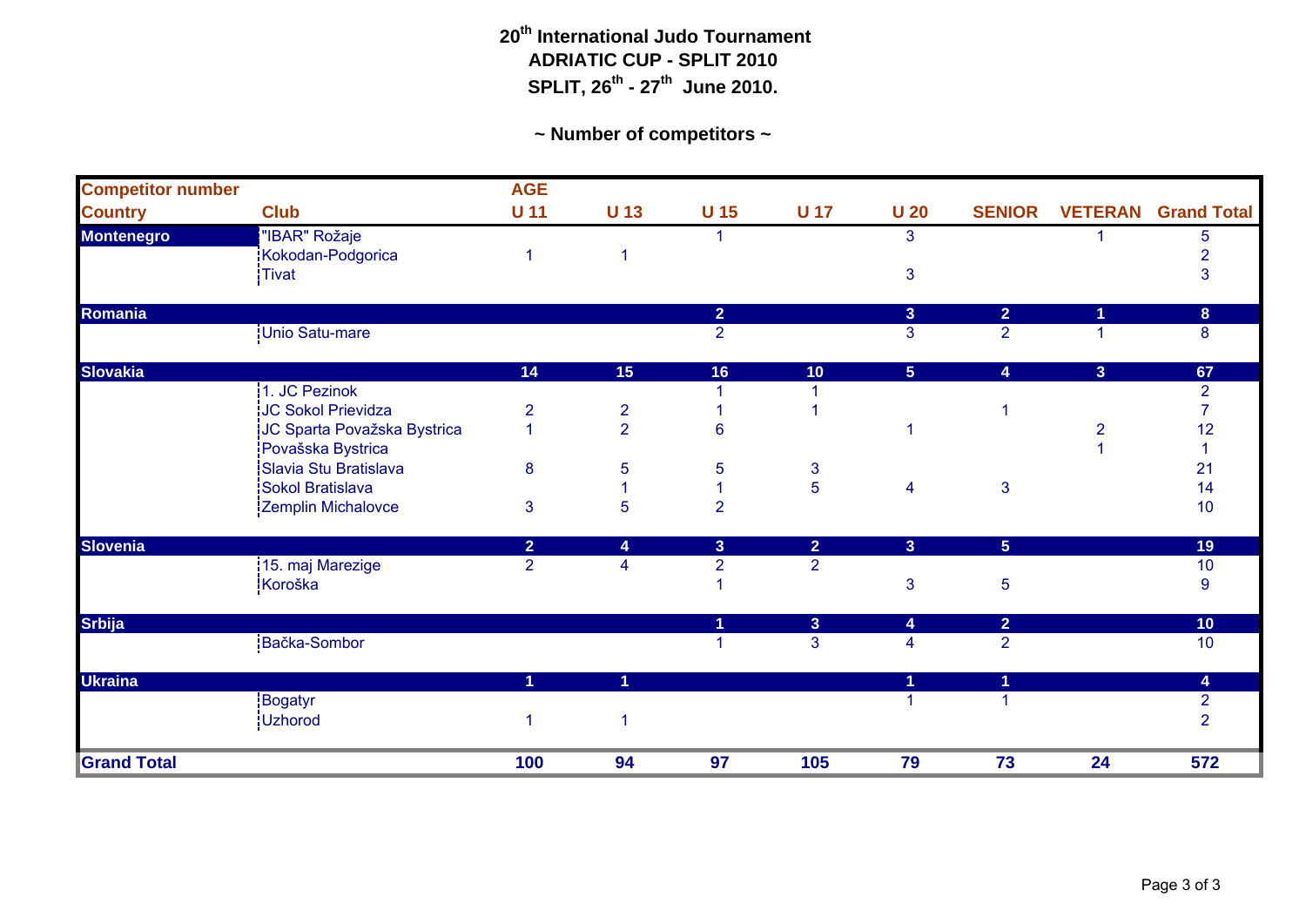## 20th International Judo Tournament
## ADRIATIC CUP - SPLIT 2010
## SPLIT, 26th - 27th June 2010.

### ~ Number of competitors ~

| Competitor number | | AGE | | | | | | | |
|---|---|---|---|---|---|---|---|---|---|
| **Country** | **Club** | **U 11** | **U 13** | **U 15** | **U 17** | **U 20** | **SENIOR** | **VETERAN** | **Grand Total** |
| **Montenegro** | "IBAR" Rožaje | | | 1 | | 3 | | 1 | 5 |
| | Kokodan-Podgorica | 1 | 1 | | | | | | 2 |
| | Tivat | | | | | 3 | | | 3 |
| **Romania** | | | | **2** | | **3** | **2** | **1** | **8** |
| | Unio Satu-mare | | | 2 | | 3 | 2 | 1 | 8 |
| **Slovakia** | | **14** | **15** | **16** | **10** | **5** | **4** | **3** | **67** |
| | 1. JC Pezinok | | | 1 | 1 | | | | 2 |
| | JC Sokol Prievidza | 2 | 2 | 1 | 1 | | 1 | | 7 |
| | JC Sparta Považska Bystrica | 1 | 2 | 6 | | 1 | | 2 | 12 |
| | Povašska Bystrica | | | | | | | 1 | 1 |
| | Slavia Stu Bratislava | 8 | 5 | 5 | 3 | | | | 21 |
| | Sokol Bratislava | | 1 | 1 | 5 | 4 | 3 | | 14 |
| | Zemplin Michalovce | 3 | 5 | 2 | | | | | 10 |
| **Slovenia** | | **2** | **4** | **3** | **2** | **3** | **5** | | **19** |
| | 15. maj Marezige | 2 | 4 | 2 | 2 | | | | 10 |
| | Koroška | | | 1 | | 3 | 5 | | 9 |
| **Srbija** | | | | **1** | **3** | **4** | **2** | | **10** |
| | Bačka-Sombor | | | 1 | 3 | 4 | 2 | | 10 |
| **Ukraina** | | **1** | **1** | | | **1** | **1** | | **4** |
| | Bogatyr | | | | | 1 | 1 | | 2 |
| | Uzhorod | 1 | 1 | | | | | | 2 |
| **Grand Total** | | **100** | **94** | **97** | **105** | **79** | **73** | **24** | **572** |